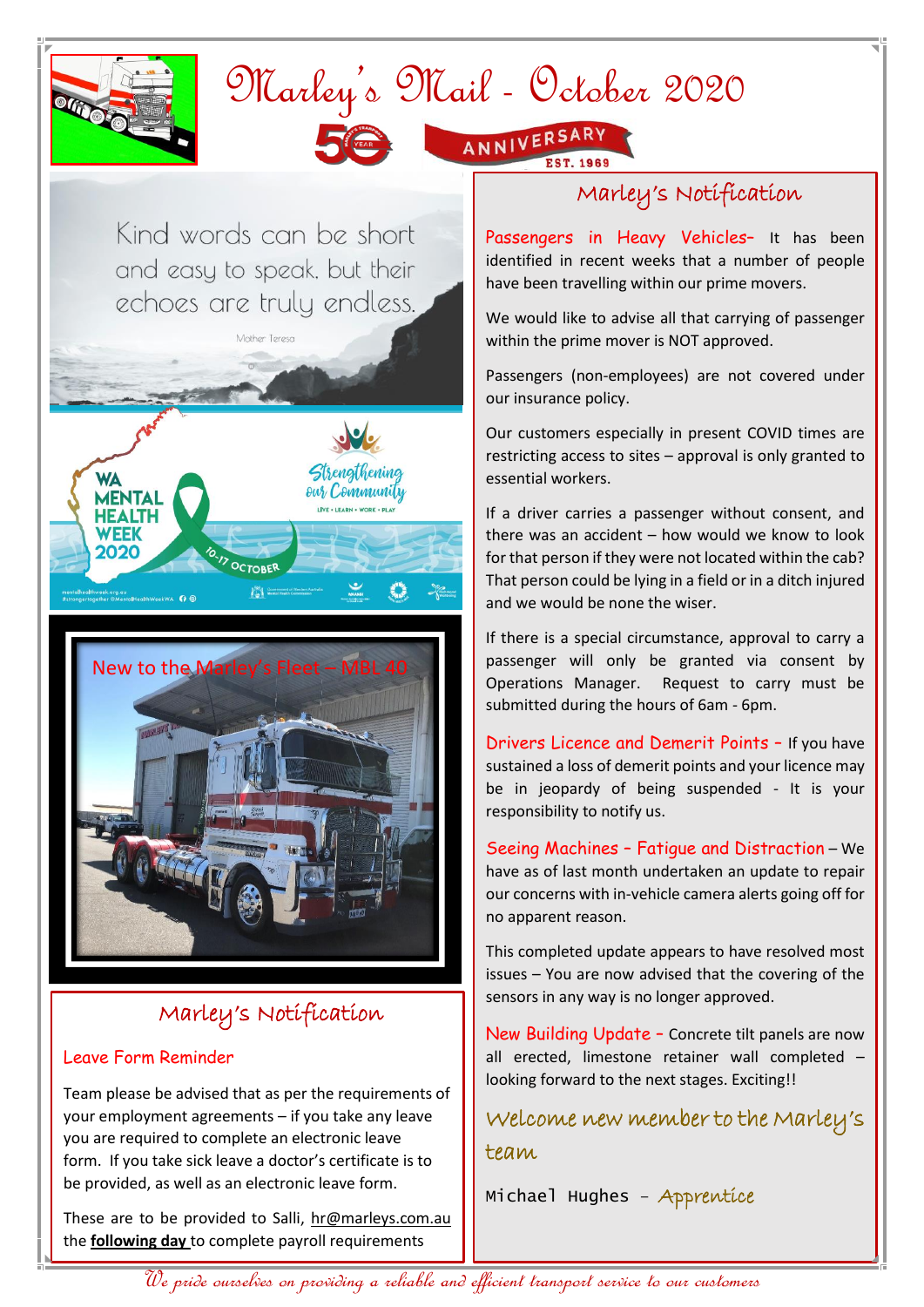# Marley's Mail - October 2020

50 YEAR ANNIVERSARY EST. 1969

Kind words can be short and easy to speak, but their echoes are truly endless.

Mother Teresa

WA MENTAL HEALTH WEEK 2020 — 10-17 OCTOBER — Strengthening our Community — LIVE • LEARN • WORK • PLAY

New to the Marley's Fleet – MBL 40

## Marley's Notification

### Leave Form Reminder

Team please be advised that as per the requirements of your employment agreements – if you take any leave you are required to complete an electronic leave form. If you take sick leave a doctor's certificate is to be provided, as well as an electronic leave form.

These are to be provided to Salli, hr@marleys.com.au the **following day** to complete payroll requirements

## Marley's Notification

**Passengers in Heavy Vehicles–** It has been identified in recent weeks that a number of people have been travelling within our prime movers.

We would like to advise all that carrying of passenger within the prime mover is NOT approved.

Passengers (non-employees) are not covered under our insurance policy.

Our customers especially in present COVID times are restricting access to sites – approval is only granted to essential workers.

If a driver carries a passenger without consent, and there was an accident – how would we know to look for that person if they were not located within the cab? That person could be lying in a field or in a ditch injured and we would be none the wiser.

If there is a special circumstance, approval to carry a passenger will only be granted via consent by Operations Manager. Request to carry must be submitted during the hours of 6am - 6pm.

**Drivers Licence and Demerit Points –** If you have sustained a loss of demerit points and your licence may be in jeopardy of being suspended - It is your responsibility to notify us.

**Seeing Machines – Fatigue and Distraction –** We have as of last month undertaken an update to repair our concerns with in-vehicle camera alerts going off for no apparent reason.

This completed update appears to have resolved most issues – You are now advised that the covering of the sensors in any way is no longer approved.

**New Building Update –** Concrete tilt panels are now all erected, limestone retainer wall completed – looking forward to the next stages. Exciting!!

## Welcome new member to the Marley's team

Michael Hughes – *Apprentice*

*We pride ourselves on providing a reliable and efficient transport service to our customers*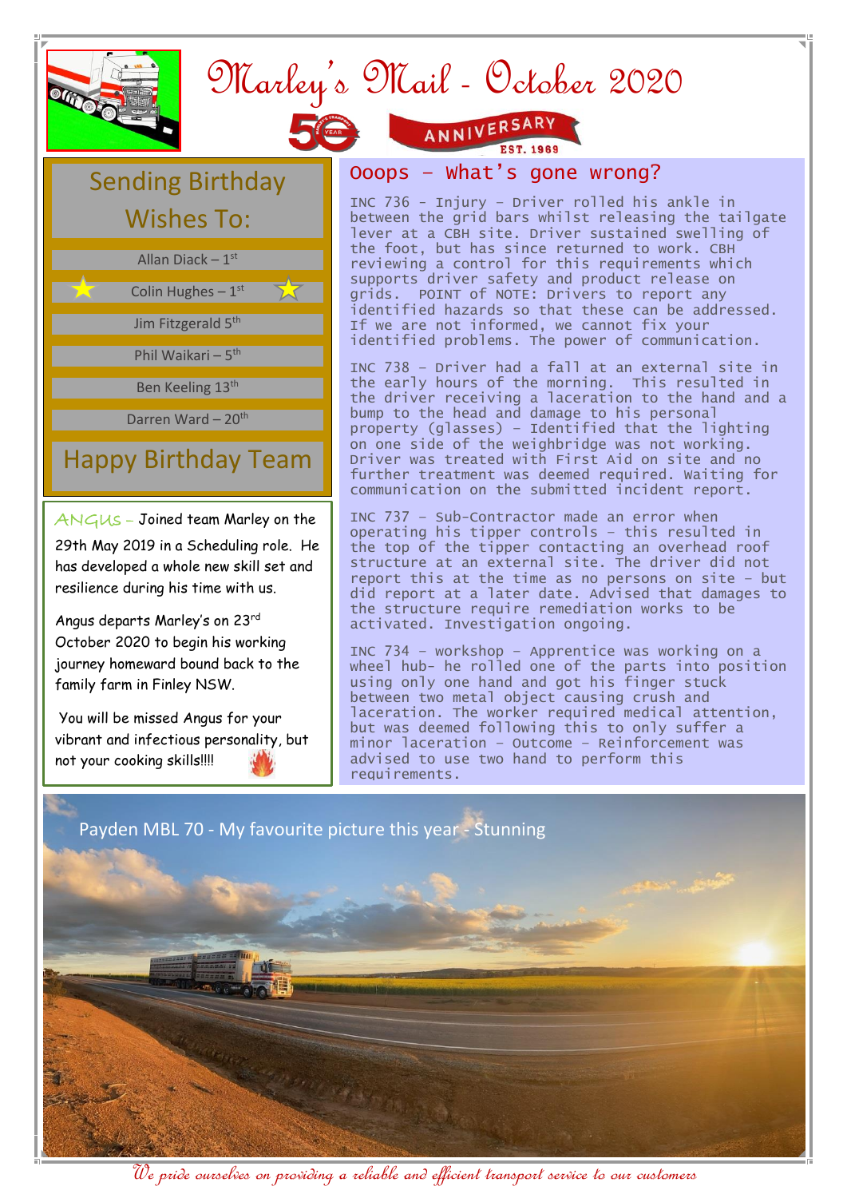# Marley's Mail - October 2020

ANNIVERSARY EST. 1969

## Sending Birthday Wishes To:

- Allan Diack – 1st
- Colin Hughes – 1st
- Jim Fitzgerald 5th
- Phil Waikari – 5th
- Ben Keeling 13th
- Darren Ward – 20th

## Happy Birthday Team

ANGUS – Joined team Marley on the 29th May 2019 in a Scheduling role. He has developed a whole new skill set and resilience during his time with us.

Angus departs Marley's on 23rd October 2020 to begin his working journey homeward bound back to the family farm in Finley NSW.

You will be missed Angus for your vibrant and infectious personality, but not your cooking skills!!!!

## Ooops – What's gone wrong?

INC 736 – Injury – Driver rolled his ankle in between the grid bars whilst releasing the tailgate lever at a CBH site. Driver sustained swelling of the foot, but has since returned to work. CBH reviewing a control for this requirements which supports driver safety and product release on grids. POINT OF NOTE: Drivers to report any identified hazards so that these can be addressed. If we are not informed, we cannot fix your identified problems. The power of communication.

INC 738 – Driver had a fall at an external site in the early hours of the morning. This resulted in the driver receiving a laceration to the hand and a bump to the head and damage to his personal property (glasses) – Identified that the lighting on one side of the weighbridge was not working. Driver was treated with First Aid on site and no further treatment was deemed required. Waiting for communication on the submitted incident report.

INC 737 – Sub-Contractor made an error when operating his tipper controls – this resulted in the top of the tipper contacting an overhead roof structure at an external site. The driver did not report this at the time as no persons on site – but did report at a later date. Advised that damages to the structure require remediation works to be activated. Investigation ongoing.

INC 734 – workshop – Apprentice was working on a wheel hub- he rolled one of the parts into position using only one hand and got his finger stuck between two metal object causing crush and laceration. The worker required medical attention, but was deemed following this to only suffer a minor laceration – Outcome – Reinforcement was advised to use two hand to perform this requirements.

Payden MBL 70 - My favourite picture this year - Stunning

*We pride ourselves on providing a reliable and efficient transport service to our customers*